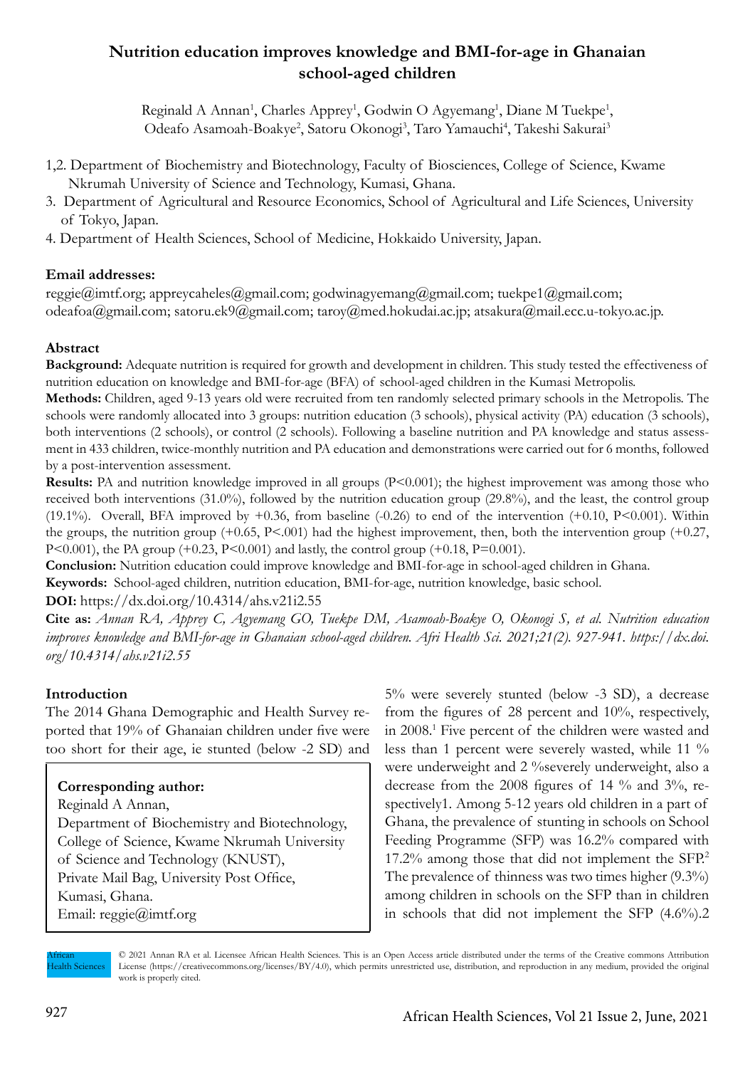# Nutrition education improves knowledge and BMI-for-age in Ghanaian school-aged children

Reginald A Annan[1], Charles Apprey[1], Godwin O Agyemang[1], Diane M Tuekpe[1], Odeafo Asamoah-Boakye[2], Satoru Okonogi[3], Taro Yamauchi[4], Takeshi Sakurai[3]

1,2. Department of Biochemistry and Biotechnology, Faculty of Biosciences, College of Science, Kwame Nkrumah University of Science and Technology, Kumasi, Ghana.
3. Department of Agricultural and Resource Economics, School of Agricultural and Life Sciences, University of Tokyo, Japan.
4. Department of Health Sciences, School of Medicine, Hokkaido University, Japan.

**Email addresses:**
reggie@imtf.org; appreycaheles@gmail.com; godwinagyemang@gmail.com; tuekpe1@gmail.com; odeafoa@gmail.com; satoru.ek9@gmail.com; taroy@med.hokudai.ac.jp; atsakura@mail.ecc.u-tokyo.ac.jp.

## Abstract

**Background:** Adequate nutrition is required for growth and development in children. This study tested the effectiveness of nutrition education on knowledge and BMI-for-age (BFA) of school-aged children in the Kumasi Metropolis.

**Methods:** Children, aged 9-13 years old were recruited from ten randomly selected primary schools in the Metropolis. The schools were randomly allocated into 3 groups: nutrition education (3 schools), physical activity (PA) education (3 schools), both interventions (2 schools), or control (2 schools). Following a baseline nutrition and PA knowledge and status assessment in 433 children, twice-monthly nutrition and PA education and demonstrations were carried out for 6 months, followed by a post-intervention assessment.

**Results:** PA and nutrition knowledge improved in all groups ($P<0.001$); the highest improvement was among those who received both interventions (31.0%), followed by the nutrition education group (29.8%), and the least, the control group (19.1%). Overall, BFA improved by +0.36, from baseline (-0.26) to end of the intervention (+0.10, $P<0.001$). Within the groups, the nutrition group (+0.65, $P<.001$) had the highest improvement, then, both the intervention group (+0.27, $P<0.001$), the PA group (+0.23, $P<0.001$) and lastly, the control group (+0.18, $P=0.001$).

**Conclusion:** Nutrition education could improve knowledge and BMI-for-age in school-aged children in Ghana.

**Keywords:** School-aged children, nutrition education, BMI-for-age, nutrition knowledge, basic school.

**DOI:** https://dx.doi.org/10.4314/ahs.v21i2.55

**Cite as:** *Annan RA, Apprey C, Agyemang GO, Tuekpe DM, Asamoah-Boakye O, Okonogi S, et al. Nutrition education improves knowledge and BMI-for-age in Ghanaian school-aged children. Afri Health Sci. 2021;21(2). 927-941. https://dx.doi.org/10.4314/ahs.v21i2.55*

## Introduction

The 2014 Ghana Demographic and Health Survey reported that 19% of Ghanaian children under five were too short for their age, ie stunted (below -2 SD) and 5% were severely stunted (below -3 SD), a decrease from the figures of 28 percent and 10%, respectively, in 2008.[1] Five percent of the children were wasted and less than 1 percent were severely wasted, while 11 % were underweight and 2 %severely underweight, also a decrease from the 2008 figures of 14 % and 3%, respectively1. Among 5-12 years old children in a part of Ghana, the prevalence of stunting in schools on School Feeding Programme (SFP) was 16.2% compared with 17.2% among those that did not implement the SFP.[2] The prevalence of thinness was two times higher (9.3%) among children in schools on the SFP than in children in schools that did not implement the SFP (4.6%).2

**Corresponding author:**
Reginald A Annan,
Department of Biochemistry and Biotechnology, College of Science, Kwame Nkrumah University of Science and Technology (KNUST),
Private Mail Bag, University Post Office,
Kumasi, Ghana.
Email: reggie@imtf.org

© 2021 Annan RA et al. Licensee African Health Sciences. This is an Open Access article distributed under the terms of the Creative commons Attribution License (https://creativecommons.org/licenses/BY/4.0), which permits unrestricted use, distribution, and reproduction in any medium, provided the original work is properly cited.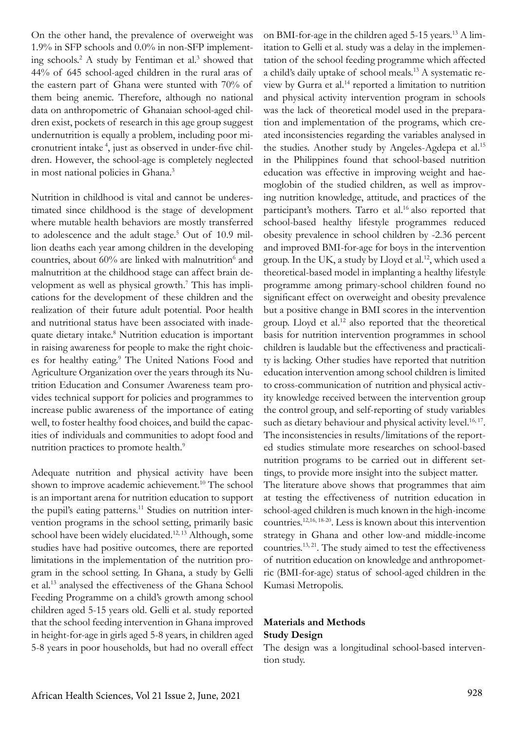On the other hand, the prevalence of overweight was 1.9% in SFP schools and 0.0% in non-SFP implementing schools.[2] A study by Fentiman et al.[3] showed that 44% of 645 school-aged children in the rural aras of the eastern part of Ghana were stunted with 70% of them being anemic. Therefore, although no national data on anthropometric of Ghanaian school-aged children exist, pockets of research in this age group suggest undernutrition is equally a problem, including poor micronutrient intake [4], just as observed in under-five children. However, the school-age is completely neglected in most national policies in Ghana.[3]

Nutrition in childhood is vital and cannot be underestimated since childhood is the stage of development where mutable health behaviors are mostly transferred to adolescence and the adult stage.[5] Out of 10.9 million deaths each year among children in the developing countries, about 60% are linked with malnutrition[6] and malnutrition at the childhood stage can affect brain development as well as physical growth.[7] This has implications for the development of these children and the realization of their future adult potential. Poor health and nutritional status have been associated with inadequate dietary intake.[8] Nutrition education is important in raising awareness for people to make the right choices for healthy eating.[9] The United Nations Food and Agriculture Organization over the years through its Nutrition Education and Consumer Awareness team provides technical support for policies and programmes to increase public awareness of the importance of eating well, to foster healthy food choices, and build the capacities of individuals and communities to adopt food and nutrition practices to promote health.[9]

Adequate nutrition and physical activity have been shown to improve academic achievement.[10] The school is an important arena for nutrition education to support the pupil's eating patterns.[11] Studies on nutrition intervention programs in the school setting, primarily basic school have been widely elucidated.[12, 13] Although, some studies have had positive outcomes, there are reported limitations in the implementation of the nutrition program in the school setting. In Ghana, a study by Gelli et al.[13] analysed the effectiveness of the Ghana School Feeding Programme on a child's growth among school children aged 5-15 years old. Gelli et al. study reported that the school feeding intervention in Ghana improved in height-for-age in girls aged 5-8 years, in children aged 5-8 years in poor households, but had no overall effect on BMI-for-age in the children aged 5-15 years.[13] A limitation to Gelli et al. study was a delay in the implementation of the school feeding programme which affected a child's daily uptake of school meals.[13] A systematic review by Gurra et al.[14] reported a limitation to nutrition and physical activity intervention program in schools was the lack of theoretical model used in the preparation and implementation of the programs, which created inconsistencies regarding the variables analysed in the studies. Another study by Angeles-Agdepa et al.[15] in the Philippines found that school-based nutrition education was effective in improving weight and haemoglobin of the studied children, as well as improving nutrition knowledge, attitude, and practices of the participant's mothers. Tarro et al.[16] also reported that school-based healthy lifestyle programmes reduced obesity prevalence in school children by -2.36 percent and improved BMI-for-age for boys in the intervention group. In the UK, a study by Lloyd et al.[12], which used a theoretical-based model in implanting a healthy lifestyle programme among primary-school children found no significant effect on overweight and obesity prevalence but a positive change in BMI scores in the intervention group. Lloyd et al.[12] also reported that the theoretical basis for nutrition intervention programmes in school children is laudable but the effectiveness and practicality is lacking. Other studies have reported that nutrition education intervention among school children is limited to cross-communication of nutrition and physical activity knowledge received between the intervention group the control group, and self-reporting of study variables such as dietary behaviour and physical activity level.[16, 17]. The inconsistencies in results/limitations of the reported studies stimulate more researches on school-based nutrition programs to be carried out in different settings, to provide more insight into the subject matter.

The literature above shows that programmes that aim at testing the effectiveness of nutrition education in school-aged children is much known in the high-income countries.[12,16, 18-20]. Less is known about this intervention strategy in Ghana and other low-and middle-income countries.[13, 21]. The study aimed to test the effectiveness of nutrition education on knowledge and anthropometric (BMI-for-age) status of school-aged children in the Kumasi Metropolis.

## Materials and Methods

### Study Design

The design was a longitudinal school-based intervention study.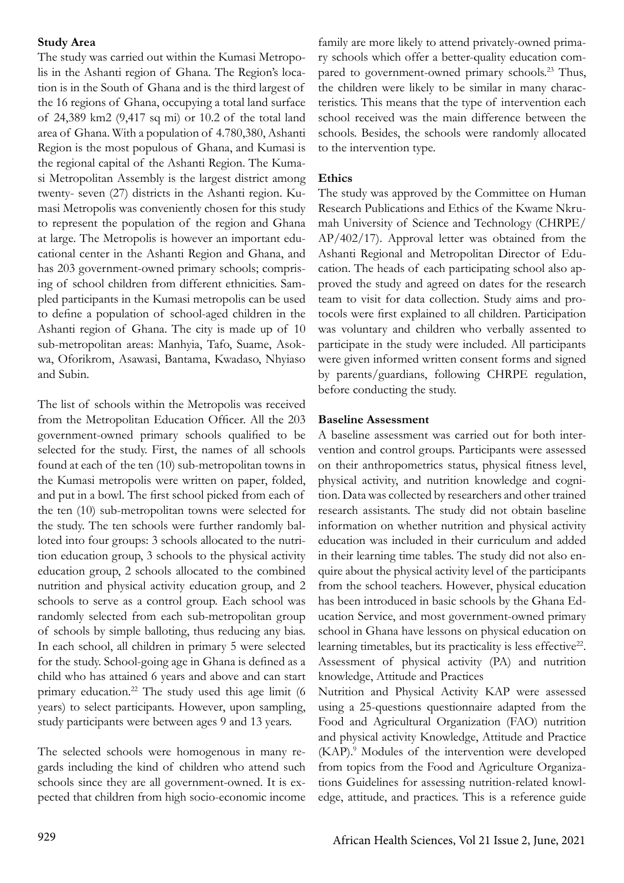### Study Area

The study was carried out within the Kumasi Metropolis in the Ashanti region of Ghana. The Region's location is in the South of Ghana and is the third largest of the 16 regions of Ghana, occupying a total land surface of 24,389 km2 (9,417 sq mi) or 10.2 of the total land area of Ghana. With a population of 4.780,380, Ashanti Region is the most populous of Ghana, and Kumasi is the regional capital of the Ashanti Region. The Kumasi Metropolitan Assembly is the largest district among twenty- seven (27) districts in the Ashanti region. Kumasi Metropolis was conveniently chosen for this study to represent the population of the region and Ghana at large. The Metropolis is however an important educational center in the Ashanti Region and Ghana, and has 203 government-owned primary schools; comprising of school children from different ethnicities. Sampled participants in the Kumasi metropolis can be used to define a population of school-aged children in the Ashanti region of Ghana. The city is made up of 10 sub-metropolitan areas: Manhyia, Tafo, Suame, Asokwa, Oforikrom, Asawasi, Bantama, Kwadaso, Nhyiaso and Subin.

The list of schools within the Metropolis was received from the Metropolitan Education Officer. All the 203 government-owned primary schools qualified to be selected for the study. First, the names of all schools found at each of the ten (10) sub-metropolitan towns in the Kumasi metropolis were written on paper, folded, and put in a bowl. The first school picked from each of the ten (10) sub-metropolitan towns were selected for the study. The ten schools were further randomly balloted into four groups: 3 schools allocated to the nutrition education group, 3 schools to the physical activity education group, 2 schools allocated to the combined nutrition and physical activity education group, and 2 schools to serve as a control group. Each school was randomly selected from each sub-metropolitan group of schools by simple balloting, thus reducing any bias. In each school, all children in primary 5 were selected for the study. School-going age in Ghana is defined as a child who has attained 6 years and above and can start primary education.[22] The study used this age limit (6 years) to select participants. However, upon sampling, study participants were between ages 9 and 13 years.

The selected schools were homogenous in many regards including the kind of children who attend such schools since they are all government-owned. It is expected that children from high socio-economic income family are more likely to attend privately-owned primary schools which offer a better-quality education compared to government-owned primary schools.[23] Thus, the children were likely to be similar in many characteristics. This means that the type of intervention each school received was the main difference between the schools. Besides, the schools were randomly allocated to the intervention type.

### Ethics

The study was approved by the Committee on Human Research Publications and Ethics of the Kwame Nkrumah University of Science and Technology (CHRPE/AP/402/17). Approval letter was obtained from the Ashanti Regional and Metropolitan Director of Education. The heads of each participating school also approved the study and agreed on dates for the research team to visit for data collection. Study aims and protocols were first explained to all children. Participation was voluntary and children who verbally assented to participate in the study were included. All participants were given informed written consent forms and signed by parents/guardians, following CHRPE regulation, before conducting the study.

### Baseline Assessment

A baseline assessment was carried out for both intervention and control groups. Participants were assessed on their anthropometrics status, physical fitness level, physical activity, and nutrition knowledge and cognition. Data was collected by researchers and other trained research assistants. The study did not obtain baseline information on whether nutrition and physical activity education was included in their curriculum and added in their learning time tables. The study did not also enquire about the physical activity level of the participants from the school teachers. However, physical education has been introduced in basic schools by the Ghana Education Service, and most government-owned primary school in Ghana have lessons on physical education on learning timetables, but its practicality is less effective[22].

Assessment of physical activity (PA) and nutrition knowledge, Attitude and Practices

Nutrition and Physical Activity KAP were assessed using a 25-questions questionnaire adapted from the Food and Agricultural Organization (FAO) nutrition and physical activity Knowledge, Attitude and Practice (KAP).[9] Modules of the intervention were developed from topics from the Food and Agriculture Organizations Guidelines for assessing nutrition-related knowledge, attitude, and practices. This is a reference guide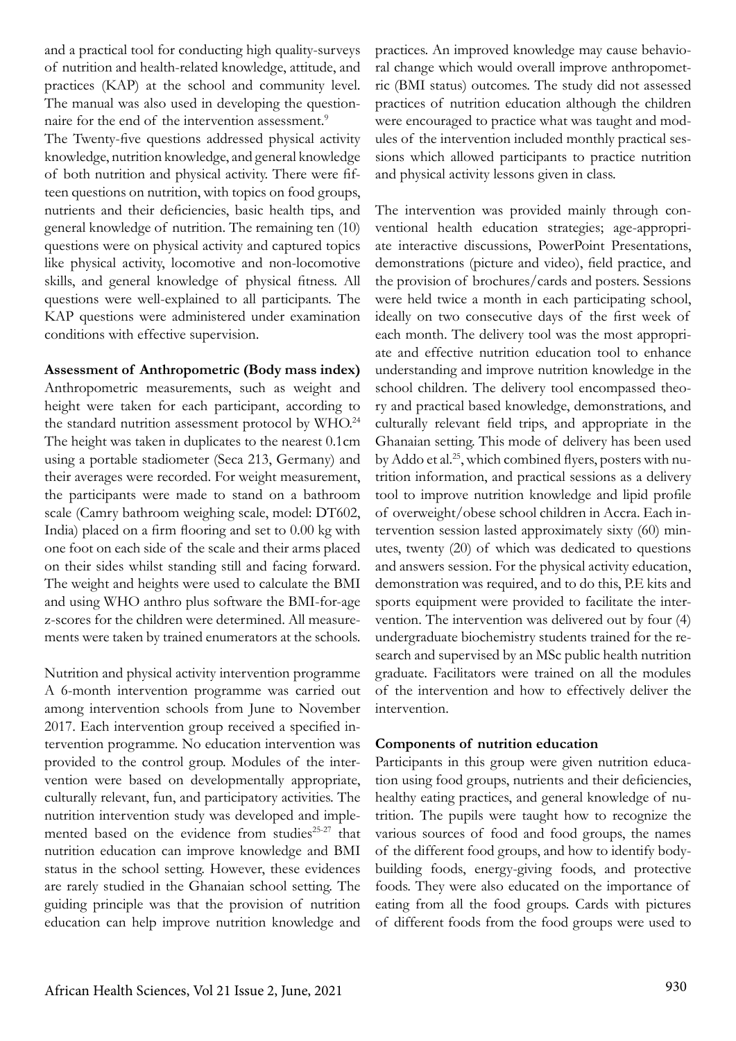and a practical tool for conducting high quality-surveys of nutrition and health-related knowledge, attitude, and practices (KAP) at the school and community level. The manual was also used in developing the questionnaire for the end of the intervention assessment.[9]

The Twenty-five questions addressed physical activity knowledge, nutrition knowledge, and general knowledge of both nutrition and physical activity. There were fifteen questions on nutrition, with topics on food groups, nutrients and their deficiencies, basic health tips, and general knowledge of nutrition. The remaining ten (10) questions were on physical activity and captured topics like physical activity, locomotive and non-locomotive skills, and general knowledge of physical fitness. All questions were well-explained to all participants. The KAP questions were administered under examination conditions with effective supervision.

**Assessment of Anthropometric (Body mass index)**

Anthropometric measurements, such as weight and height were taken for each participant, according to the standard nutrition assessment protocol by WHO.[24] The height was taken in duplicates to the nearest 0.1cm using a portable stadiometer (Seca 213, Germany) and their averages were recorded. For weight measurement, the participants were made to stand on a bathroom scale (Camry bathroom weighing scale, model: DT602, India) placed on a firm flooring and set to 0.00 kg with one foot on each side of the scale and their arms placed on their sides whilst standing still and facing forward. The weight and heights were used to calculate the BMI and using WHO anthro plus software the BMI-for-age z-scores for the children were determined. All measurements were taken by trained enumerators at the schools.

Nutrition and physical activity intervention programme

A 6-month intervention programme was carried out among intervention schools from June to November 2017. Each intervention group received a specified intervention programme. No education intervention was provided to the control group. Modules of the intervention were based on developmentally appropriate, culturally relevant, fun, and participatory activities. The nutrition intervention study was developed and implemented based on the evidence from studies[25-27] that nutrition education can improve knowledge and BMI status in the school setting. However, these evidences are rarely studied in the Ghanaian school setting. The guiding principle was that the provision of nutrition education can help improve nutrition knowledge and practices. An improved knowledge may cause behavioral change which would overall improve anthropometric (BMI status) outcomes. The study did not assessed practices of nutrition education although the children were encouraged to practice what was taught and modules of the intervention included monthly practical sessions which allowed participants to practice nutrition and physical activity lessons given in class.

The intervention was provided mainly through conventional health education strategies; age-appropriate interactive discussions, PowerPoint Presentations, demonstrations (picture and video), field practice, and the provision of brochures/cards and posters. Sessions were held twice a month in each participating school, ideally on two consecutive days of the first week of each month. The delivery tool was the most appropriate and effective nutrition education tool to enhance understanding and improve nutrition knowledge in the school children. The delivery tool encompassed theory and practical based knowledge, demonstrations, and culturally relevant field trips, and appropriate in the Ghanaian setting. This mode of delivery has been used by Addo et al.[25], which combined flyers, posters with nutrition information, and practical sessions as a delivery tool to improve nutrition knowledge and lipid profile of overweight/obese school children in Accra. Each intervention session lasted approximately sixty (60) minutes, twenty (20) of which was dedicated to questions and answers session. For the physical activity education, demonstration was required, and to do this, P.E kits and sports equipment were provided to facilitate the intervention. The intervention was delivered out by four (4) undergraduate biochemistry students trained for the research and supervised by an MSc public health nutrition graduate. Facilitators were trained on all the modules of the intervention and how to effectively deliver the intervention.

**Components of nutrition education**

Participants in this group were given nutrition education using food groups, nutrients and their deficiencies, healthy eating practices, and general knowledge of nutrition. The pupils were taught how to recognize the various sources of food and food groups, the names of the different food groups, and how to identify body-building foods, energy-giving foods, and protective foods. They were also educated on the importance of eating from all the food groups. Cards with pictures of different foods from the food groups were used to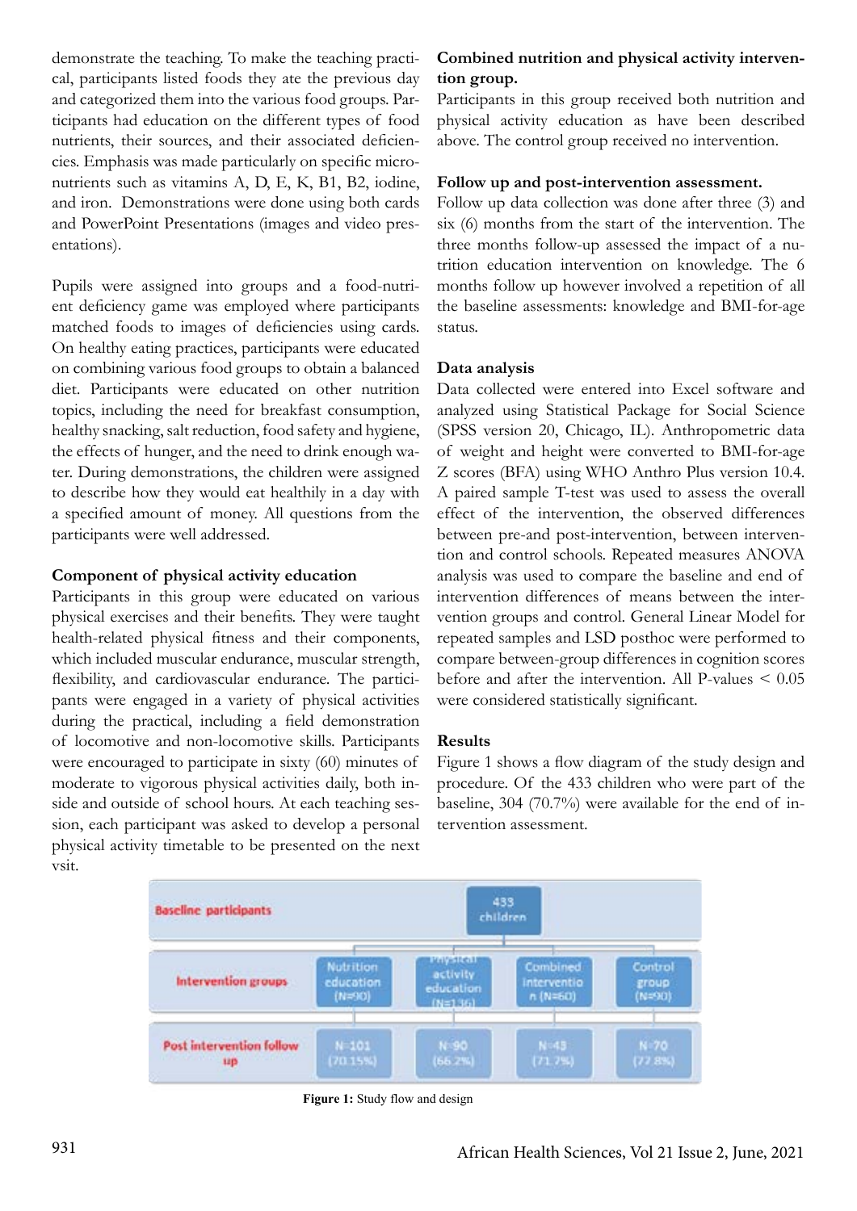demonstrate the teaching. To make the teaching practical, participants listed foods they ate the previous day and categorized them into the various food groups. Participants had education on the different types of food nutrients, their sources, and their associated deficiencies. Emphasis was made particularly on specific micronutrients such as vitamins A, D, E, K, B1, B2, iodine, and iron. Demonstrations were done using both cards and PowerPoint Presentations (images and video presentations).

Pupils were assigned into groups and a food-nutrient deficiency game was employed where participants matched foods to images of deficiencies using cards. On healthy eating practices, participants were educated on combining various food groups to obtain a balanced diet. Participants were educated on other nutrition topics, including the need for breakfast consumption, healthy snacking, salt reduction, food safety and hygiene, the effects of hunger, and the need to drink enough water. During demonstrations, the children were assigned to describe how they would eat healthily in a day with a specified amount of money. All questions from the participants were well addressed.

### Component of physical activity education

Participants in this group were educated on various physical exercises and their benefits. They were taught health-related physical fitness and their components, which included muscular endurance, muscular strength, flexibility, and cardiovascular endurance. The participants were engaged in a variety of physical activities during the practical, including a field demonstration of locomotive and non-locomotive skills. Participants were encouraged to participate in sixty (60) minutes of moderate to vigorous physical activities daily, both inside and outside of school hours. At each teaching session, each participant was asked to develop a personal physical activity timetable to be presented on the next vsit.

### Combined nutrition and physical activity intervention group.

Participants in this group received both nutrition and physical activity education as have been described above. The control group received no intervention.

### Follow up and post-intervention assessment.

Follow up data collection was done after three (3) and six (6) months from the start of the intervention. The three months follow-up assessed the impact of a nutrition education intervention on knowledge. The 6 months follow up however involved a repetition of all the baseline assessments: knowledge and BMI-for-age status.

### Data analysis

Data collected were entered into Excel software and analyzed using Statistical Package for Social Science (SPSS version 20, Chicago, IL). Anthropometric data of weight and height were converted to BMI-for-age Z scores (BFA) using WHO Anthro Plus version 10.4. A paired sample T-test was used to assess the overall effect of the intervention, the observed differences between pre-and post-intervention, between intervention and control schools. Repeated measures ANOVA analysis was used to compare the baseline and end of intervention differences of means between the intervention groups and control. General Linear Model for repeated samples and LSD posthoc were performed to compare between-group differences in cognition scores before and after the intervention. All P-values < 0.05 were considered statistically significant.

### Results

Figure 1 shows a flow diagram of the study design and procedure. Of the 433 children who were part of the baseline, 304 (70.7%) were available for the end of intervention assessment.

| Baseline participants | 433 children | | | |
|---|---|---|---|---|
| Intervention groups | Nutrition education (N=90) | Physical activity education (N=136) | Combined intervention (N=60) | Control group (N=90) |
| Post intervention follow up | N=101 (70.15%) | N=90 (66.2%) | N=43 (71.7%) | N=70 (72.8%) |

**Figure 1:** Study flow and design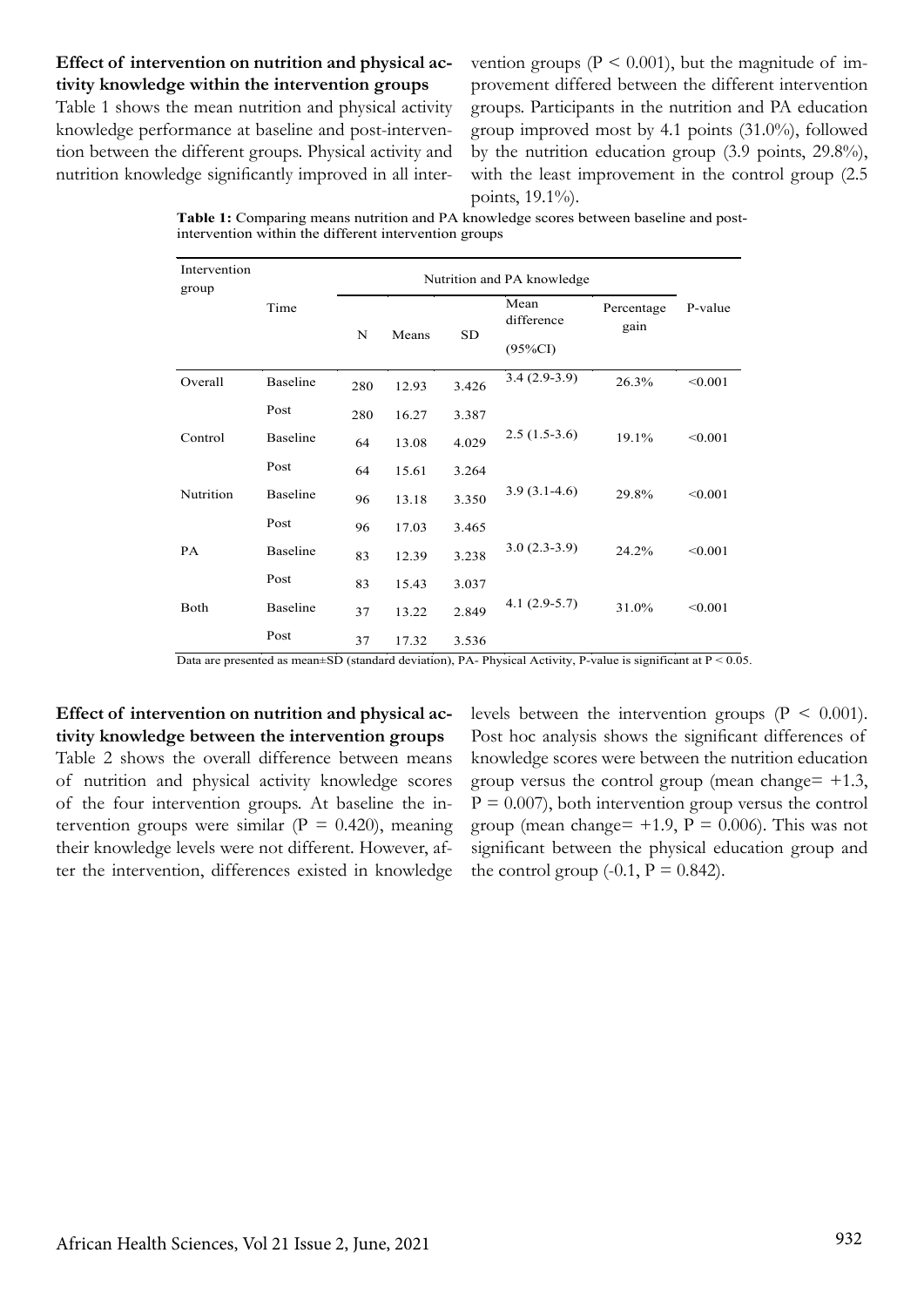**Effect of intervention on nutrition and physical activity knowledge within the intervention groups**

Table 1 shows the mean nutrition and physical activity knowledge performance at baseline and post-intervention between the different groups. Physical activity and nutrition knowledge significantly improved in all intervention groups ($P < 0.001$), but the magnitude of improvement differed between the different intervention groups. Participants in the nutrition and PA education group improved most by 4.1 points (31.0%), followed by the nutrition education group (3.9 points, 29.8%), with the least improvement in the control group (2.5 points, 19.1%).

**Table 1:** Comparing means nutrition and PA knowledge scores between baseline and post-intervention within the different intervention groups

| Intervention group | Time | Nutrition and PA knowledge | | | | | |
|---|---|---|---|---|---|---|---|
| | | N | Means | SD | Mean difference (95%CI) | Percentage gain | P-value |
| Overall | Baseline | 280 | 12.93 | 3.426 | 3.4 (2.9-3.9) | 26.3% | <0.001 |
| | Post | 280 | 16.27 | 3.387 | | | |
| Control | Baseline | 64 | 13.08 | 4.029 | 2.5 (1.5-3.6) | 19.1% | <0.001 |
| | Post | 64 | 15.61 | 3.264 | | | |
| Nutrition | Baseline | 96 | 13.18 | 3.350 | 3.9 (3.1-4.6) | 29.8% | <0.001 |
| | Post | 96 | 17.03 | 3.465 | | | |
| PA | Baseline | 83 | 12.39 | 3.238 | 3.0 (2.3-3.9) | 24.2% | <0.001 |
| | Post | 83 | 15.43 | 3.037 | | | |
| Both | Baseline | 37 | 13.22 | 2.849 | 4.1 (2.9-5.7) | 31.0% | <0.001 |
| | Post | 37 | 17.32 | 3.536 | | | |

Data are presented as mean±SD (standard deviation), PA- Physical Activity, P-value is significant at $P < 0.05$.

**Effect of intervention on nutrition and physical activity knowledge between the intervention groups**

Table 2 shows the overall difference between means of nutrition and physical activity knowledge scores of the four intervention groups. At baseline the intervention groups were similar ($P = 0.420$), meaning their knowledge levels were not different. However, after the intervention, differences existed in knowledge levels between the intervention groups ($P < 0.001$). Post hoc analysis shows the significant differences of knowledge scores were between the nutrition education group versus the control group (mean change= +1.3, $P = 0.007$), both intervention group versus the control group (mean change= +1.9, $P = 0.006$). This was not significant between the physical education group and the control group (-0.1, $P = 0.842$).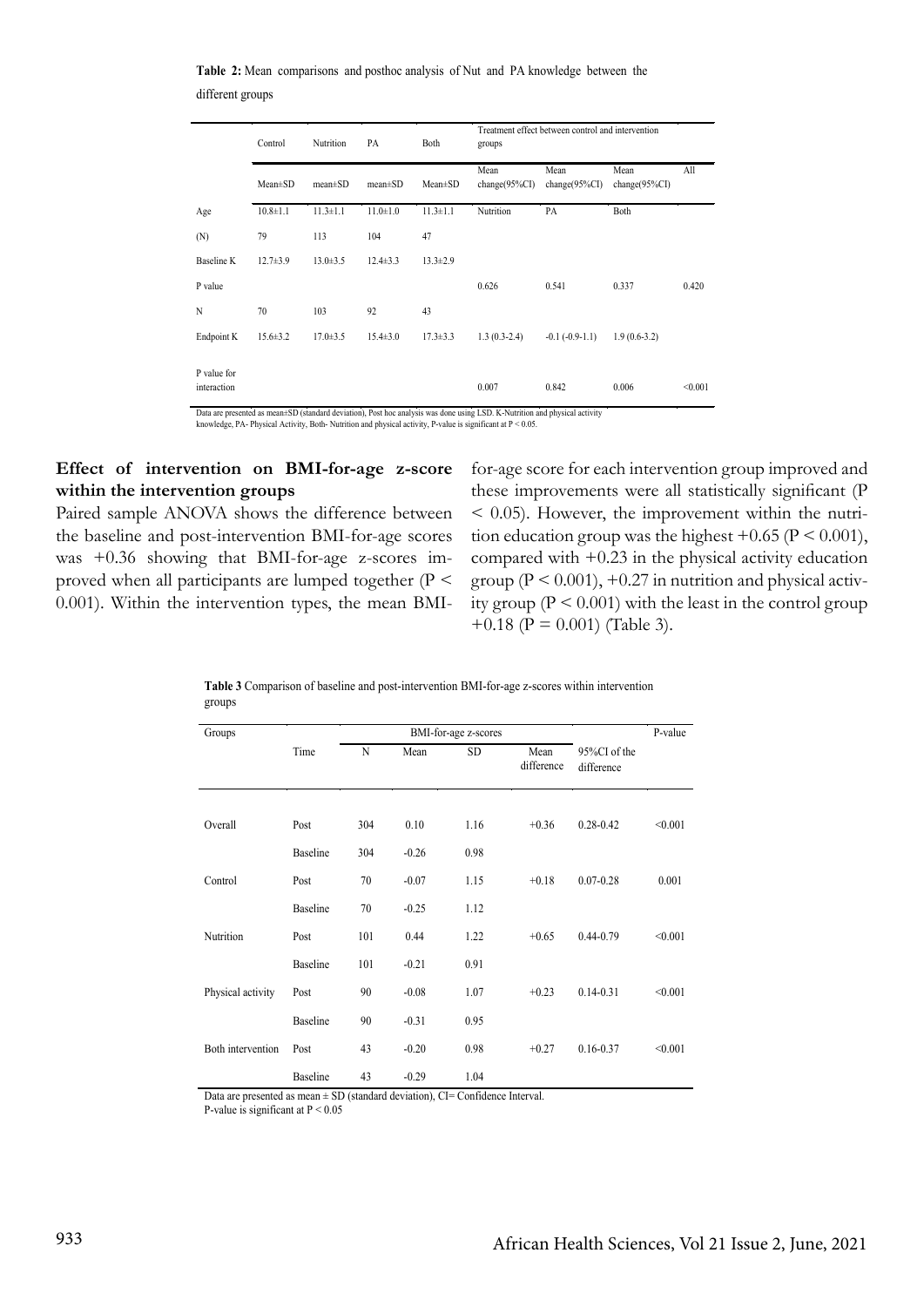**Table 2:** Mean comparisons and posthoc analysis of Nut and PA knowledge between the different groups

| | Control | Nutrition | PA | Both | Treatment effect between control and intervention groups | | | |
|---|---|---|---|---|---|---|---|---|
| | Mean±SD | mean±SD | mean±SD | Mean±SD | Mean change(95%CI) | Mean change(95%CI) | Mean change(95%CI) | All |
| Age | 10.8±1.1 | 11.3±1.1 | 11.0±1.0 | 11.3±1.1 | Nutrition | PA | Both | |
| (N) | 79 | 113 | 104 | 47 | | | | |
| Baseline K | 12.7±3.9 | 13.0±3.5 | 12.4±3.3 | 13.3±2.9 | | | | |
| P value | | | | | 0.626 | 0.541 | 0.337 | 0.420 |
| N | 70 | 103 | 92 | 43 | | | | |
| Endpoint K | 15.6±3.2 | 17.0±3.5 | 15.4±3.0 | 17.3±3.3 | 1.3 (0.3-2.4) | -0.1 (-0.9-1.1) | 1.9 (0.6-3.2) | |
| P value for interaction | | | | | 0.007 | 0.842 | 0.006 | <0.001 |

Data are presented as mean±SD (standard deviation), Post hoc analysis was done using LSD. K-Nutrition and physical activity knowledge, PA- Physical Activity, Both- Nutrition and physical activity, P-value is significant at P < 0.05.

## Effect of intervention on BMI-for-age z-score within the intervention groups

Paired sample ANOVA shows the difference between the baseline and post-intervention BMI-for-age scores was +0.36 showing that BMI-for-age z-scores improved when all participants are lumped together ($P < 0.001$). Within the intervention types, the mean BMI-for-age score for each intervention group improved and these improvements were all statistically significant ($P < 0.05$). However, the improvement within the nutrition education group was the highest +0.65 ($P < 0.001$), compared with +0.23 in the physical activity education group ($P < 0.001$), +0.27 in nutrition and physical activity group ($P < 0.001$) with the least in the control group +0.18 ($P = 0.001$) (Table 3).

**Table 3** Comparison of baseline and post-intervention BMI-for-age z-scores within intervention groups

| Groups | Time | BMI-for-age z-scores | | | | | P-value |
|---|---|---|---|---|---|---|---|
| | | N | Mean | SD | Mean difference | 95%CI of the difference | |
| Overall | Post | 304 | 0.10 | 1.16 | +0.36 | 0.28-0.42 | <0.001 |
| | Baseline | 304 | -0.26 | 0.98 | | | |
| Control | Post | 70 | -0.07 | 1.15 | +0.18 | 0.07-0.28 | 0.001 |
| | Baseline | 70 | -0.25 | 1.12 | | | |
| Nutrition | Post | 101 | 0.44 | 1.22 | +0.65 | 0.44-0.79 | <0.001 |
| | Baseline | 101 | -0.21 | 0.91 | | | |
| Physical activity | Post | 90 | -0.08 | 1.07 | +0.23 | 0.14-0.31 | <0.001 |
| | Baseline | 90 | -0.31 | 0.95 | | | |
| Both intervention | Post | 43 | -0.20 | 0.98 | +0.27 | 0.16-0.37 | <0.001 |
| | Baseline | 43 | -0.29 | 1.04 | | | |

Data are presented as mean ± SD (standard deviation), CI= Confidence Interval.
P-value is significant at P < 0.05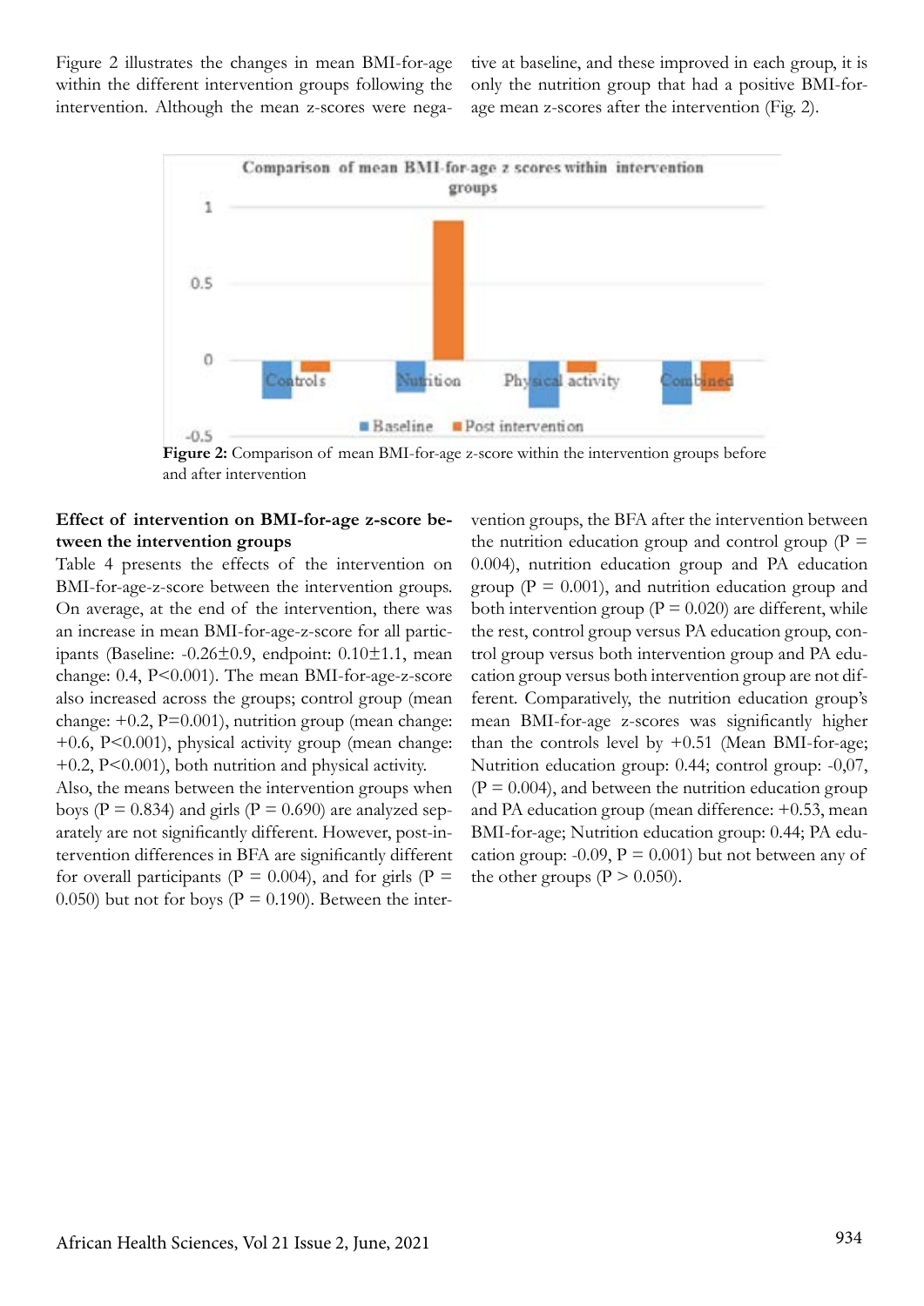Figure 2 illustrates the changes in mean BMI-for-age within the different intervention groups following the intervention. Although the mean z-scores were negative at baseline, and these improved in each group, it is only the nutrition group that had a positive BMI-for-age mean z-scores after the intervention (Fig. 2).

**Figure 2:** Comparison of mean BMI-for-age z-score within the intervention groups before and after intervention

**Effect of intervention on BMI-for-age z-score between the intervention groups**

Table 4 presents the effects of the intervention on BMI-for-age-z-score between the intervention groups. On average, at the end of the intervention, there was an increase in mean BMI-for-age-z-score for all participants (Baseline: -0.26±0.9, endpoint: 0.10±1.1, mean change: 0.4, P<0.001). The mean BMI-for-age-z-score also increased across the groups; control group (mean change: +0.2, P=0.001), nutrition group (mean change: +0.6, P<0.001), physical activity group (mean change: +0.2, P<0.001), both nutrition and physical activity.

Also, the means between the intervention groups when boys (P = 0.834) and girls (P = 0.690) are analyzed separately are not significantly different. However, post-intervention differences in BFA are significantly different for overall participants (P = 0.004), and for girls (P = 0.050) but not for boys (P = 0.190). Between the intervention groups, the BFA after the intervention between the nutrition education group and control group (P = 0.004), nutrition education group and PA education group (P = 0.001), and nutrition education group and both intervention group (P = 0.020) are different, while the rest, control group versus PA education group, control group versus both intervention group and PA education group versus both intervention group are not different. Comparatively, the nutrition education group's mean BMI-for-age z-scores was significantly higher than the controls level by +0.51 (Mean BMI-for-age; Nutrition education group: 0.44; control group: -0,07, (P = 0.004), and between the nutrition education group and PA education group (mean difference: +0.53, mean BMI-for-age; Nutrition education group: 0.44; PA education group: -0.09, P = 0.001) but not between any of the other groups (P > 0.050).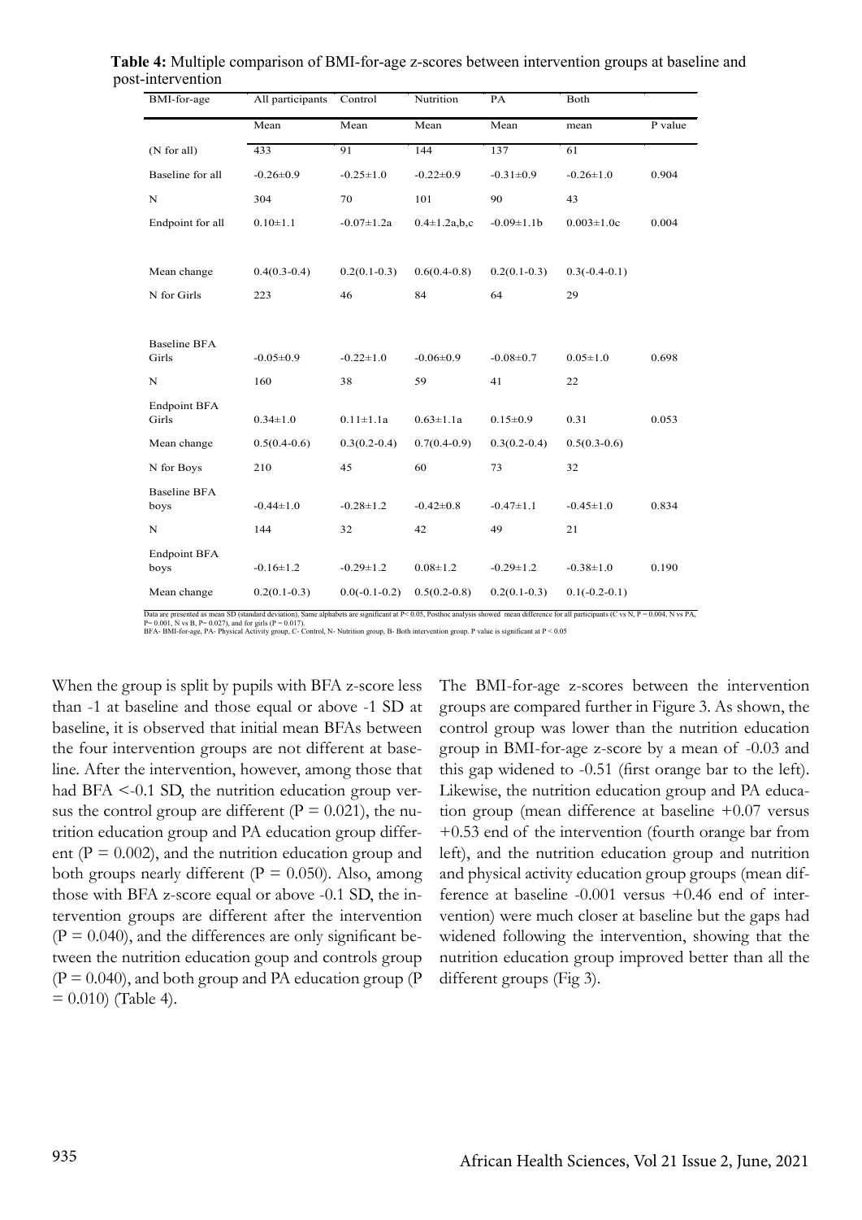**Table 4:** Multiple comparison of BMI-for-age z-scores between intervention groups at baseline and post-intervention

| BMI-for-age | All participants | Control | Nutrition | PA | Both | |
|---|---|---|---|---|---|---|
| | Mean | Mean | Mean | Mean | mean | P value |
| (N for all) | 433 | 91 | 144 | 137 | 61 | |
| Baseline for all | -0.26±0.9 | -0.25±1.0 | -0.22±0.9 | -0.31±0.9 | -0.26±1.0 | 0.904 |
| N | 304 | 70 | 101 | 90 | 43 | |
| Endpoint for all | 0.10±1.1 | -0.07±1.2a | 0.4±1.2a,b,c | -0.09±1.1b | 0.003±1.0c | 0.004 |
| Mean change | 0.4(0.3-0.4) | 0.2(0.1-0.3) | 0.6(0.4-0.8) | 0.2(0.1-0.3) | 0.3(-0.4-0.1) | |
| N for Girls | 223 | 46 | 84 | 64 | 29 | |
| Baseline BFA Girls | -0.05±0.9 | -0.22±1.0 | -0.06±0.9 | -0.08±0.7 | 0.05±1.0 | 0.698 |
| N | 160 | 38 | 59 | 41 | 22 | |
| Endpoint BFA Girls | 0.34±1.0 | 0.11±1.1a | 0.63±1.1a | 0.15±0.9 | 0.31 | 0.053 |
| Mean change | 0.5(0.4-0.6) | 0.3(0.2-0.4) | 0.7(0.4-0.9) | 0.3(0.2-0.4) | 0.5(0.3-0.6) | |
| N for Boys | 210 | 45 | 60 | 73 | 32 | |
| Baseline BFA boys | -0.44±1.0 | -0.28±1.2 | -0.42±0.8 | -0.47±1.1 | -0.45±1.0 | 0.834 |
| N | 144 | 32 | 42 | 49 | 21 | |
| Endpoint BFA boys | -0.16±1.2 | -0.29±1.2 | 0.08±1.2 | -0.29±1.2 | -0.38±1.0 | 0.190 |
| Mean change | 0.2(0.1-0.3) | 0.0(-0.1-0.2) | 0.5(0.2-0.8) | 0.2(0.1-0.3) | 0.1(-0.2-0.1) | |

Data are presented as mean SD (standard deviation), Same alphabets are significant at P< 0.05, Posthoc analysis showed mean difference for all participants (C vs N, P = 0.004, N vs PA, P= 0.001, N vs B, P= 0.027), and for girls (P = 0.017).
BFA- BMI-for-age, PA- Physical Activity group, C- Control, N- Nutrition group, B- Both intervention group. P value is significant at P < 0.05

When the group is split by pupils with BFA z-score less than -1 at baseline and those equal or above -1 SD at baseline, it is observed that initial mean BFAs between the four intervention groups are not different at baseline. After the intervention, however, among those that had BFA <-0.1 SD, the nutrition education group versus the control group are different (P = 0.021), the nutrition education group and PA education group different (P = 0.002), and the nutrition education group and both groups nearly different (P = 0.050). Also, among those with BFA z-score equal or above -0.1 SD, the intervention groups are different after the intervention (P = 0.040), and the differences are only significant between the nutrition education goup and controls group (P = 0.040), and both group and PA education group (P = 0.010) (Table 4).

The BMI-for-age z-scores between the intervention groups are compared further in Figure 3. As shown, the control group was lower than the nutrition education group in BMI-for-age z-score by a mean of -0.03 and this gap widened to -0.51 (first orange bar to the left). Likewise, the nutrition education group and PA education group (mean difference at baseline +0.07 versus +0.53 end of the intervention (fourth orange bar from left), and the nutrition education group and nutrition and physical activity education group groups (mean difference at baseline -0.001 versus +0.46 end of intervention) were much closer at baseline but the gaps had widened following the intervention, showing that the nutrition education group improved better than all the different groups (Fig 3).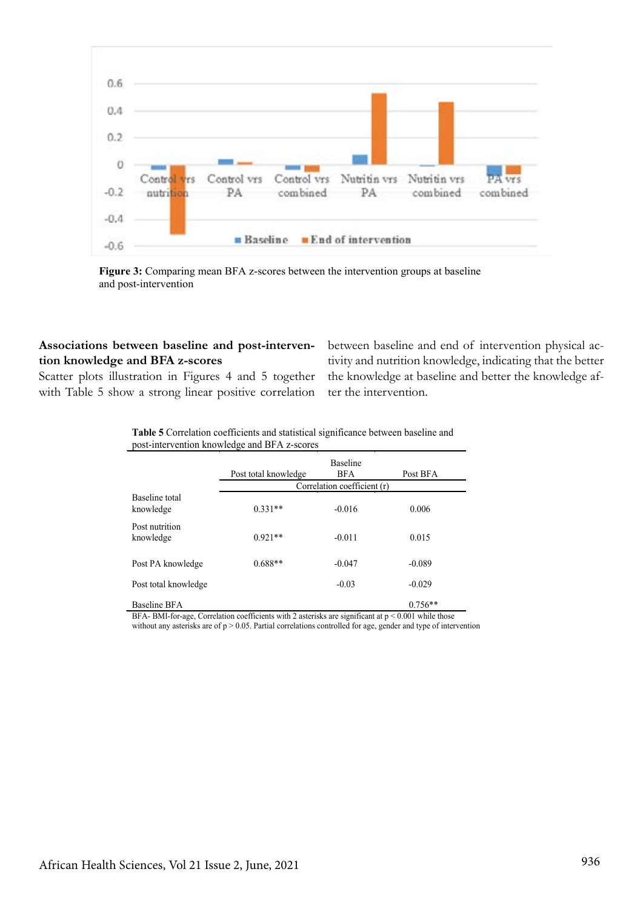**Figure 3:** Comparing mean BFA z-scores between the intervention groups at baseline and post-intervention

**Associations between baseline and post-intervention knowledge and BFA z-scores**

Scatter plots illustration in Figures 4 and 5 together with Table 5 show a strong linear positive correlation between baseline and end of intervention physical activity and nutrition knowledge, indicating that the better the knowledge at baseline and better the knowledge after the intervention.

**Table 5** Correlation coefficients and statistical significance between baseline and post-intervention knowledge and BFA z-scores

| | Post total knowledge | Baseline BFA | Post BFA |
|---|---|---|---|
| | Correlation coefficient (r) | | |
| Baseline total knowledge | 0.331** | -0.016 | 0.006 |
| Post nutrition knowledge | 0.921** | -0.011 | 0.015 |
| Post PA knowledge | 0.688** | -0.047 | -0.089 |
| Post total knowledge | | -0.03 | -0.029 |
| Baseline BFA | | | 0.756** |

BFA- BMI-for-age, Correlation coefficients with 2 asterisks are significant at $p < 0.001$ while those without any asterisks are of $p > 0.05$. Partial correlations controlled for age, gender and type of intervention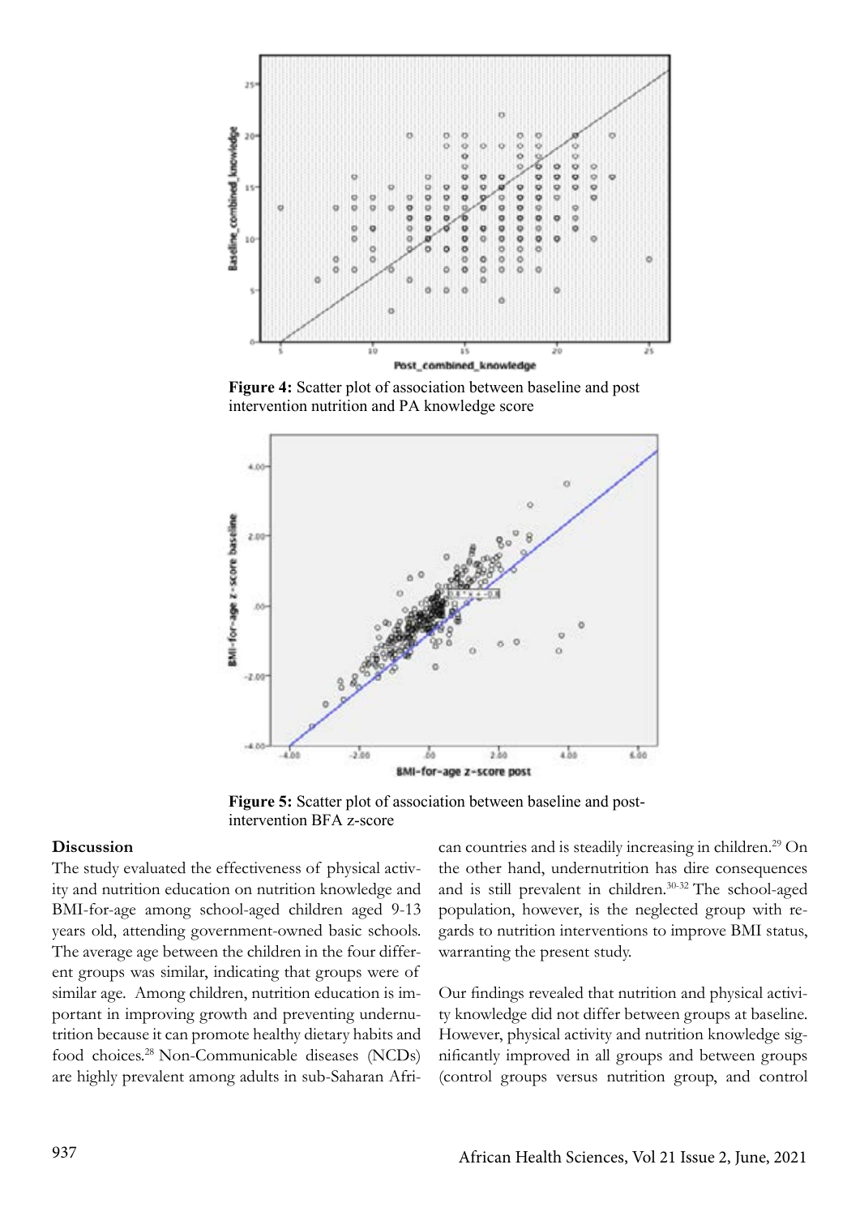**Figure 4:** Scatter plot of association between baseline and post intervention nutrition and PA knowledge score

**Figure 5:** Scatter plot of association between baseline and post-intervention BFA z-score

### Discussion

The study evaluated the effectiveness of physical activity and nutrition education on nutrition knowledge and BMI-for-age among school-aged children aged 9-13 years old, attending government-owned basic schools. The average age between the children in the four different groups was similar, indicating that groups were of similar age. Among children, nutrition education is important in improving growth and preventing undernutrition because it can promote healthy dietary habits and food choices.[28] Non-Communicable diseases (NCDs) are highly prevalent among adults in sub-Saharan African countries and is steadily increasing in children.[29] On the other hand, undernutrition has dire consequences and is still prevalent in children.[30-32] The school-aged population, however, is the neglected group with regards to nutrition interventions to improve BMI status, warranting the present study.

Our findings revealed that nutrition and physical activity knowledge did not differ between groups at baseline. However, physical activity and nutrition knowledge significantly improved in all groups and between groups (control groups versus nutrition group, and control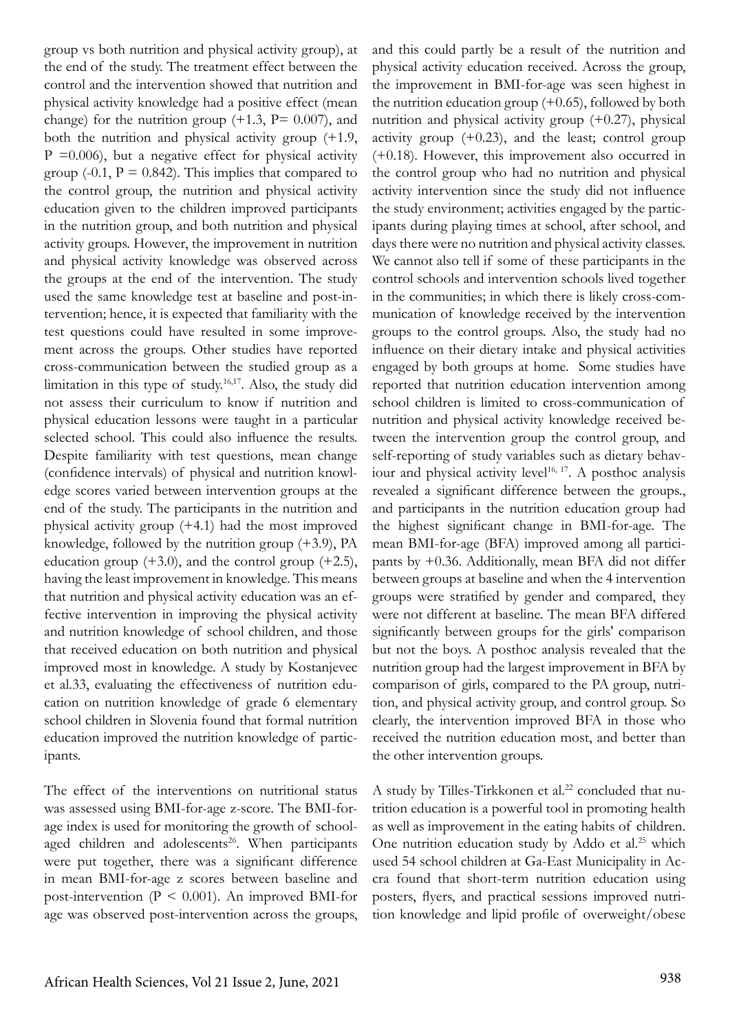group vs both nutrition and physical activity group), at the end of the study. The treatment effect between the control and the intervention showed that nutrition and physical activity knowledge had a positive effect (mean change) for the nutrition group (+1.3, P= 0.007), and both the nutrition and physical activity group (+1.9, P =0.006), but a negative effect for physical activity group (-0.1, P = 0.842). This implies that compared to the control group, the nutrition and physical activity education given to the children improved participants in the nutrition group, and both nutrition and physical activity groups. However, the improvement in nutrition and physical activity knowledge was observed across the groups at the end of the intervention. The study used the same knowledge test at baseline and post-intervention; hence, it is expected that familiarity with the test questions could have resulted in some improvement across the groups. Other studies have reported cross-communication between the studied group as a limitation in this type of study.[16,17]. Also, the study did not assess their curriculum to know if nutrition and physical education lessons were taught in a particular selected school. This could also influence the results. Despite familiarity with test questions, mean change (confidence intervals) of physical and nutrition knowledge scores varied between intervention groups at the end of the study. The participants in the nutrition and physical activity group (+4.1) had the most improved knowledge, followed by the nutrition group (+3.9), PA education group (+3.0), and the control group (+2.5), having the least improvement in knowledge. This means that nutrition and physical activity education was an effective intervention in improving the physical activity and nutrition knowledge of school children, and those that received education on both nutrition and physical improved most in knowledge. A study by Kostanjevec et al.33, evaluating the effectiveness of nutrition education on nutrition knowledge of grade 6 elementary school children in Slovenia found that formal nutrition education improved the nutrition knowledge of participants.

The effect of the interventions on nutritional status was assessed using BMI-for-age z-score. The BMI-for-age index is used for monitoring the growth of school-aged children and adolescents[26]. When participants were put together, there was a significant difference in mean BMI-for-age z scores between baseline and post-intervention (P < 0.001). An improved BMI-for age was observed post-intervention across the groups, and this could partly be a result of the nutrition and physical activity education received. Across the group, the improvement in BMI-for-age was seen highest in the nutrition education group (+0.65), followed by both nutrition and physical activity group (+0.27), physical activity group (+0.23), and the least; control group (+0.18). However, this improvement also occurred in the control group who had no nutrition and physical activity intervention since the study did not influence the study environment; activities engaged by the participants during playing times at school, after school, and days there were no nutrition and physical activity classes. We cannot also tell if some of these participants in the control schools and intervention schools lived together in the communities; in which there is likely cross-communication of knowledge received by the intervention groups to the control groups. Also, the study had no influence on their dietary intake and physical activities engaged by both groups at home. Some studies have reported that nutrition education intervention among school children is limited to cross-communication of nutrition and physical activity knowledge received between the intervention group the control group, and self-reporting of study variables such as dietary behaviour and physical activity level[16, 17]. A posthoc analysis revealed a significant difference between the groups., and participants in the nutrition education group had the highest significant change in BMI-for-age. The mean BMI-for-age (BFA) improved among all participants by +0.36. Additionally, mean BFA did not differ between groups at baseline and when the 4 intervention groups were stratified by gender and compared, they were not different at baseline. The mean BFA differed significantly between groups for the girls' comparison but not the boys. A posthoc analysis revealed that the nutrition group had the largest improvement in BFA by comparison of girls, compared to the PA group, nutrition, and physical activity group, and control group. So clearly, the intervention improved BFA in those who received the nutrition education most, and better than the other intervention groups.

A study by Tilles-Tirkkonen et al.[22] concluded that nutrition education is a powerful tool in promoting health as well as improvement in the eating habits of children. One nutrition education study by Addo et al.[25] which used 54 school children at Ga-East Municipality in Accra found that short-term nutrition education using posters, flyers, and practical sessions improved nutrition knowledge and lipid profile of overweight/obese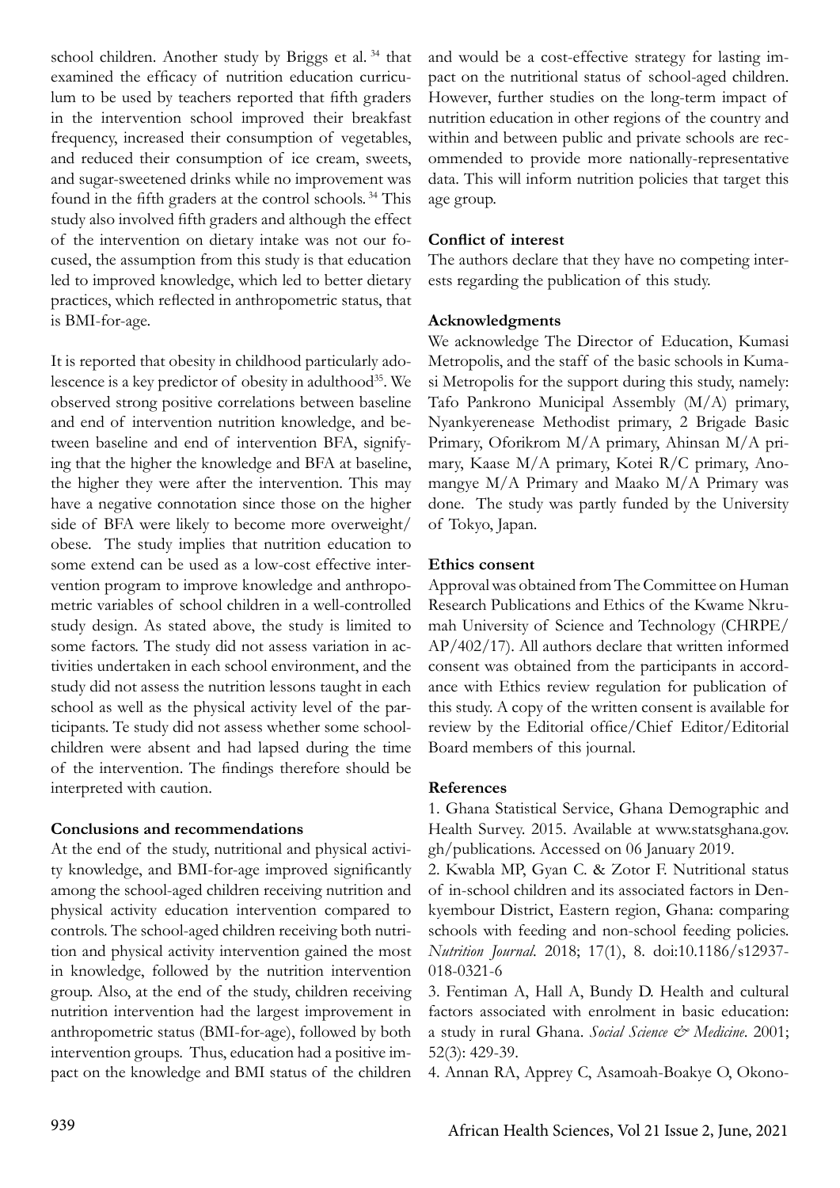school children. Another study by Briggs et al. [34] that examined the efficacy of nutrition education curriculum to be used by teachers reported that fifth graders in the intervention school improved their breakfast frequency, increased their consumption of vegetables, and reduced their consumption of ice cream, sweets, and sugar-sweetened drinks while no improvement was found in the fifth graders at the control schools. [34] This study also involved fifth graders and although the effect of the intervention on dietary intake was not our focused, the assumption from this study is that education led to improved knowledge, which led to better dietary practices, which reflected in anthropometric status, that is BMI-for-age.

It is reported that obesity in childhood particularly adolescence is a key predictor of obesity in adulthood[35]. We observed strong positive correlations between baseline and end of intervention nutrition knowledge, and between baseline and end of intervention BFA, signifying that the higher the knowledge and BFA at baseline, the higher they were after the intervention. This may have a negative connotation since those on the higher side of BFA were likely to become more overweight/obese. The study implies that nutrition education to some extend can be used as a low-cost effective intervention program to improve knowledge and anthropometric variables of school children in a well-controlled study design. As stated above, the study is limited to some factors. The study did not assess variation in activities undertaken in each school environment, and the study did not assess the nutrition lessons taught in each school as well as the physical activity level of the participants. Te study did not assess whether some schoolchildren were absent and had lapsed during the time of the intervention. The findings therefore should be interpreted with caution.

## Conclusions and recommendations

At the end of the study, nutritional and physical activity knowledge, and BMI-for-age improved significantly among the school-aged children receiving nutrition and physical activity education intervention compared to controls. The school-aged children receiving both nutrition and physical activity intervention gained the most in knowledge, followed by the nutrition intervention group. Also, at the end of the study, children receiving nutrition intervention had the largest improvement in anthropometric status (BMI-for-age), followed by both intervention groups. Thus, education had a positive impact on the knowledge and BMI status of the children and would be a cost-effective strategy for lasting impact on the nutritional status of school-aged children. However, further studies on the long-term impact of nutrition education in other regions of the country and within and between public and private schools are recommended to provide more nationally-representative data. This will inform nutrition policies that target this age group.

## Conflict of interest

The authors declare that they have no competing interests regarding the publication of this study.

## Acknowledgments

We acknowledge The Director of Education, Kumasi Metropolis, and the staff of the basic schools in Kumasi Metropolis for the support during this study, namely: Tafo Pankrono Municipal Assembly (M/A) primary, Nyankyerenease Methodist primary, 2 Brigade Basic Primary, Oforikrom M/A primary, Ahinsan M/A primary, Kaase M/A primary, Kotei R/C primary, Anomangye M/A Primary and Maako M/A Primary was done. The study was partly funded by the University of Tokyo, Japan.

## Ethics consent

Approval was obtained from The Committee on Human Research Publications and Ethics of the Kwame Nkrumah University of Science and Technology (CHRPE/AP/402/17). All authors declare that written informed consent was obtained from the participants in accordance with Ethics review regulation for publication of this study. A copy of the written consent is available for review by the Editorial office/Chief Editor/Editorial Board members of this journal.

## References

1. Ghana Statistical Service, Ghana Demographic and Health Survey. 2015. Available at www.statsghana.gov.gh/publications. Accessed on 06 January 2019.

2. Kwabla MP, Gyan C. & Zotor F. Nutritional status of in-school children and its associated factors in Denkyembour District, Eastern region, Ghana: comparing schools with feeding and non-school feeding policies. *Nutrition Journal*. 2018; 17(1), 8. doi:10.1186/s12937-018-0321-6

3. Fentiman A, Hall A, Bundy D. Health and cultural factors associated with enrolment in basic education: a study in rural Ghana. *Social Science & Medicine*. 2001; 52(3): 429-39.

4. Annan RA, Apprey C, Asamoah-Boakye O, Okono-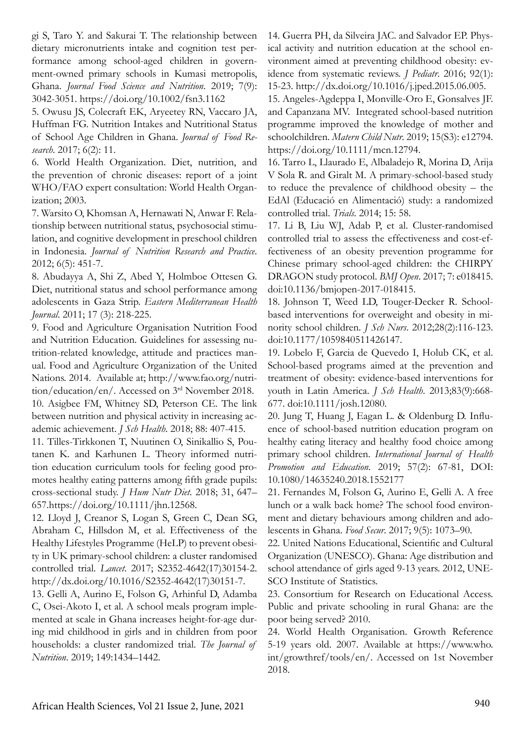gi S, Taro Y. and Sakurai T. The relationship between dietary micronutrients intake and cognition test performance among school-aged children in government-owned primary schools in Kumasi metropolis, Ghana. *Journal Food Science and Nutrition*. 2019; 7(9): 3042-3051. https://doi.org/10.1002/fsn3.1162

5. Owusu JS, Colecraft EK, Aryeetey RN, Vaccaro JA, Huffman FG. Nutrition Intakes and Nutritional Status of School Age Children in Ghana. *Journal of Food Research*. 2017; 6(2): 11.

6. World Health Organization. Diet, nutrition, and the prevention of chronic diseases: report of a joint WHO/FAO expert consultation: World Health Organization; 2003.

7. Warsito O, Khomsan A, Hernawati N, Anwar F. Relationship between nutritional status, psychosocial stimulation, and cognitive development in preschool children in Indonesia. *Journal of Nutrition Research and Practice*. 2012; 6(5): 451-7.

8. Abudayya A, Shi Z, Abed Y, Holmboe Ottesen G. Diet, nutritional status and school performance among adolescents in Gaza Strip. *Eastern Mediterranean Health Journal*. 2011; 17 (3): 218-225.

9. Food and Agriculture Organisation Nutrition Food and Nutrition Education. Guidelines for assessing nutrition-related knowledge, attitude and practices manual. Food and Agriculture Organization of the United Nations. 2014. Available at; http://www.fao.org/nutrition/education/en/. Accessed on 3rd November 2018.

10. Asigbee FM, Whitney SD, Peterson CE. The link between nutrition and physical activity in increasing academic achievement. *J Sch Health*. 2018; 88: 407-415.

11. Tilles-Tirkkonen T, Nuutinen O, Sinikallio S, Poutanen K. and Karhunen L. Theory informed nutrition education curriculum tools for feeling good promotes healthy eating patterns among fifth grade pupils: cross-sectional study. *J Hum Nutr Diet*. 2018; 31, 647–657.https://doi.org/10.1111/jhn.12568.

12. Lloyd J, Creanor S, Logan S, Green C, Dean SG, Abraham C, Hillsdon M, et al. Effectiveness of the Healthy Lifestyles Programme (HeLP) to prevent obesity in UK primary-school children: a cluster randomised controlled trial. *Lancet*. 2017; S2352-4642(17)30154-2. http://dx.doi.org/10.1016/S2352-4642(17)30151-7.

13. Gelli A, Aurino E, Folson G, Arhinful D, Adamba C, Osei-Akoto I, et al. A school meals program implemented at scale in Ghana increases height-for-age during mid childhood in girls and in children from poor households: a cluster randomized trial. *The Journal of Nutrition*. 2019; 149:1434–1442.

14. Guerra PH, da Silveira JAC. and Salvador EP. Physical activity and nutrition education at the school environment aimed at preventing childhood obesity: evidence from systematic reviews. *J Pediatr*. 2016; 92(1): 15-23. http://dx.doi.org/10.1016/j.jped.2015.06.005.

15. Angeles-Agdeppa I, Monville-Oro E, Gonsalves JF. and Capanzana MV. Integrated school-based nutrition programme improved the knowledge of mother and schoolchildren. *Matern Child Nutr*. 2019; 15(S3): e12794. https://doi.org/10.1111/mcn.12794.

16. Tarro L, Llaurado E, Albaladejo R, Morina D, Arija V Sola R. and Giralt M. A primary-school-based study to reduce the prevalence of childhood obesity – the EdAl (Educació en Alimentació) study: a randomized controlled trial. *Trials*. 2014; 15: 58.

17. Li B, Liu WJ, Adab P, et al. Cluster-randomised controlled trial to assess the effectiveness and cost-effectiveness of an obesity prevention programme for Chinese primary school-aged children: the CHIRPY DRAGON study protocol. *BMJ Open*. 2017; 7: e018415. doi:10.1136/bmjopen-2017-018415.

18. Johnson T, Weed LD, Touger-Decker R. School-based interventions for overweight and obesity in minority school children. *J Sch Nurs*. 2012;28(2):116-123. doi:10.1177/1059840511426147.

19. Lobelo F, Garcia de Quevedo I, Holub CK, et al. School-based programs aimed at the prevention and treatment of obesity: evidence-based interventions for youth in Latin America. *J Sch Health*. 2013;83(9):668-677. doi:10.1111/josh.12080.

20. Jung T, Huang J, Eagan L. & Oldenburg D. Influence of school-based nutrition education program on healthy eating literacy and healthy food choice among primary school children. *International Journal of Health Promotion and Education*. 2019; 57(2): 67-81, DOI: 10.1080/14635240.2018.1552177

21. Fernandes M, Folson G, Aurino E, Gelli A. A free lunch or a walk back home? The school food environment and dietary behaviours among children and adolescents in Ghana. *Food Secur*. 2017; 9(5): 1073–90.

22. United Nations Educational, Scientific and Cultural Organization (UNESCO). Ghana: Age distribution and school attendance of girls aged 9-13 years. 2012, UNESCO Institute of Statistics.

23. Consortium for Research on Educational Access. Public and private schooling in rural Ghana: are the poor being served? 2010.

24. World Health Organisation. Growth Reference 5-19 years old. 2007. Available at https://www.who.int/growthref/tools/en/. Accessed on 1st November 2018.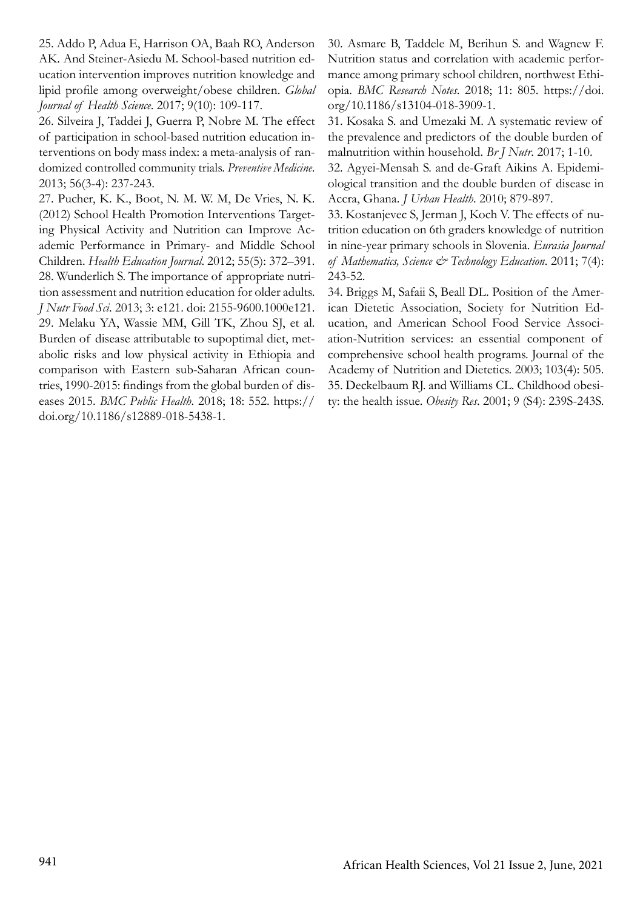25. Addo P, Adua E, Harrison OA, Baah RO, Anderson AK. And Steiner-Asiedu M. School-based nutrition education intervention improves nutrition knowledge and lipid profile among overweight/obese children. *Global Journal of Health Science*. 2017; 9(10): 109-117.

26. Silveira J, Taddei J, Guerra P, Nobre M. The effect of participation in school-based nutrition education interventions on body mass index: a meta-analysis of randomized controlled community trials. *Preventive Medicine*. 2013; 56(3-4): 237-243.

27. Pucher, K. K., Boot, N. M. W. M, De Vries, N. K. (2012) School Health Promotion Interventions Targeting Physical Activity and Nutrition can Improve Academic Performance in Primary- and Middle School Children. *Health Education Journal*. 2012; 55(5): 372–391.

28. Wunderlich S. The importance of appropriate nutrition assessment and nutrition education for older adults. *J Nutr Food Sci*. 2013; 3: e121. doi: 2155-9600.1000e121.

29. Melaku YA, Wassie MM, Gill TK, Zhou SJ, et al. Burden of disease attributable to supoptimal diet, metabolic risks and low physical activity in Ethiopia and comparison with Eastern sub-Saharan African countries, 1990-2015: findings from the global burden of diseases 2015. *BMC Public Health*. 2018; 18: 552. https://doi.org/10.1186/s12889-018-5438-1.

30. Asmare B, Taddele M, Berihun S. and Wagnew F. Nutrition status and correlation with academic performance among primary school children, northwest Ethiopia. *BMC Research Notes*. 2018; 11: 805. https://doi.org/10.1186/s13104-018-3909-1.

31. Kosaka S. and Umezaki M. A systematic review of the prevalence and predictors of the double burden of malnutrition within household. *Br J Nutr*. 2017; 1-10.

32. Agyei-Mensah S. and de-Graft Aikins A. Epidemiological transition and the double burden of disease in Accra, Ghana. *J Urban Health*. 2010; 879-897.

33. Kostanjevec S, Jerman J, Koch V. The effects of nutrition education on 6th graders knowledge of nutrition in nine-year primary schools in Slovenia. *Eurasia Journal of Mathematics, Science & Technology Education*. 2011; 7(4): 243-52.

34. Briggs M, Safaii S, Beall DL. Position of the American Dietetic Association, Society for Nutrition Education, and American School Food Service Association-Nutrition services: an essential component of comprehensive school health programs. Journal of the Academy of Nutrition and Dietetics. 2003; 103(4): 505.

35. Deckelbaum RJ. and Williams CL. Childhood obesity: the health issue. *Obesity Res*. 2001; 9 (S4): 239S-243S.